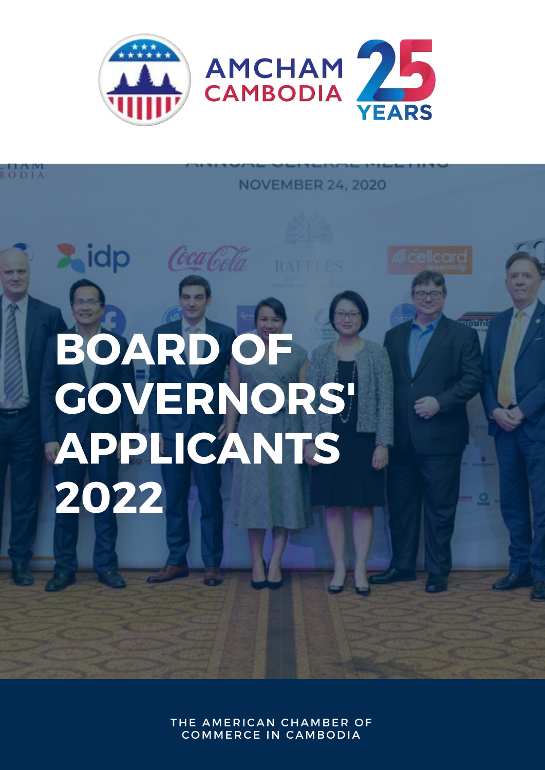AMCHAM CAMBODIA 25 YEARS

# BOARD OF GOVERNORS' APPLICANTS 2022

THE AMERICAN CHAMBER OF COMMERCE IN CAMBODIA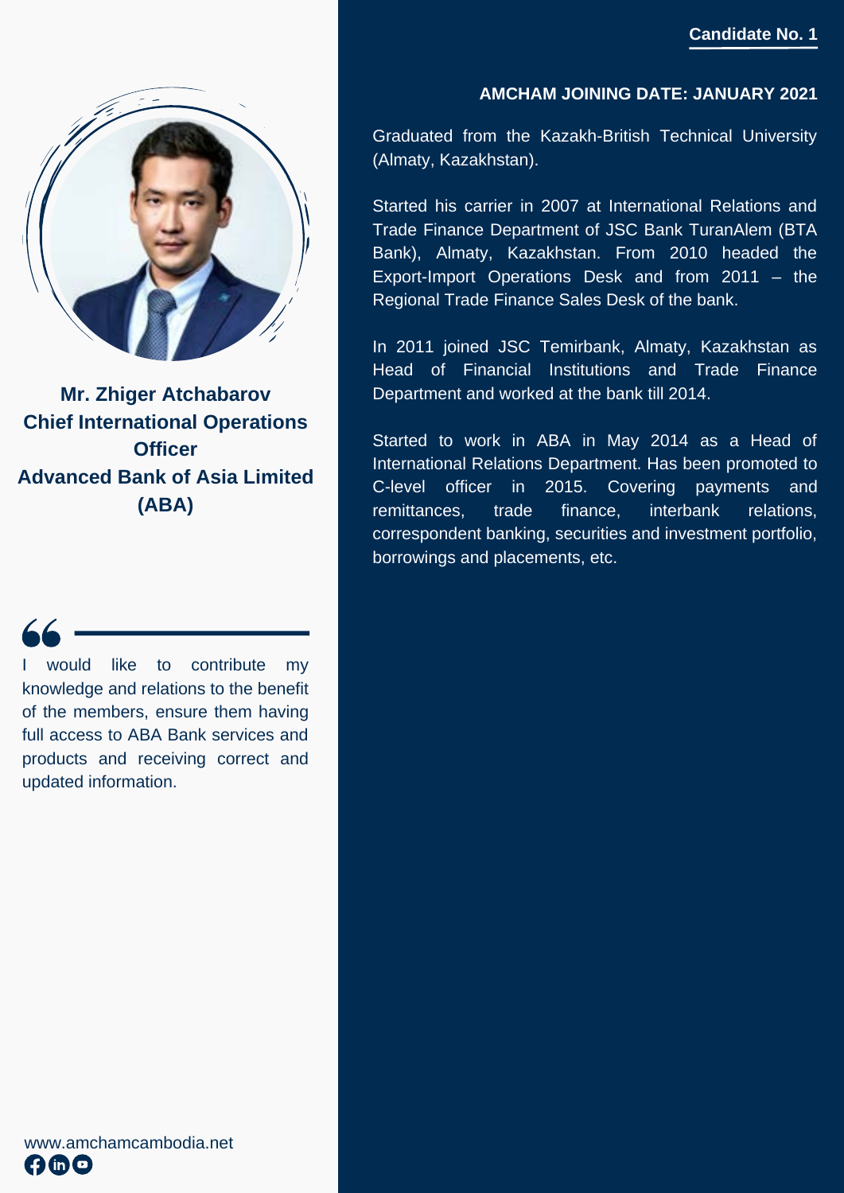**Candidate No. 1**

**Mr. Zhiger Atchabarov**
**Chief International Operations Officer**
**Advanced Bank of Asia Limited (ABA)**

> I would like to contribute my knowledge and relations to the benefit of the members, ensure them having full access to ABA Bank services and products and receiving correct and updated information.

**AMCHAM JOINING DATE: JANUARY 2021**

Graduated from the Kazakh-British Technical University (Almaty, Kazakhstan).

Started his carrier in 2007 at International Relations and Trade Finance Department of JSC Bank TuranAlem (BTA Bank), Almaty, Kazakhstan. From 2010 headed the Export-Import Operations Desk and from 2011 – the Regional Trade Finance Sales Desk of the bank.

In 2011 joined JSC Temirbank, Almaty, Kazakhstan as Head of Financial Institutions and Trade Finance Department and worked at the bank till 2014.

Started to work in ABA in May 2014 as a Head of International Relations Department. Has been promoted to C-level officer in 2015. Covering payments and remittances, trade finance, interbank relations, correspondent banking, securities and investment portfolio, borrowings and placements, etc.

www.amchamcambodia.net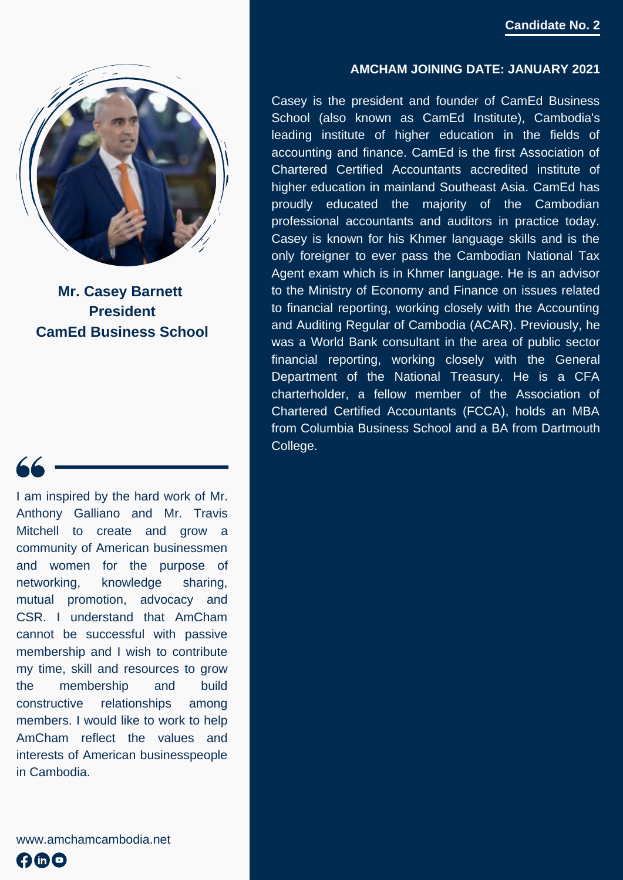**Candidate No. 2**

**Mr. Casey Barnett**
**President**
**CamEd Business School**

> I am inspired by the hard work of Mr. Anthony Galliano and Mr. Travis Mitchell to create and grow a community of American businessmen and women for the purpose of networking, knowledge sharing, mutual promotion, advocacy and CSR. I understand that AmCham cannot be successful with passive membership and I wish to contribute my time, skill and resources to grow the membership and build constructive relationships among members. I would like to work to help AmCham reflect the values and interests of American businesspeople in Cambodia.

**AMCHAM JOINING DATE: JANUARY 2021**

Casey is the president and founder of CamEd Business School (also known as CamEd Institute), Cambodia's leading institute of higher education in the fields of accounting and finance. CamEd is the first Association of Chartered Certified Accountants accredited institute of higher education in mainland Southeast Asia. CamEd has proudly educated the majority of the Cambodian professional accountants and auditors in practice today. Casey is known for his Khmer language skills and is the only foreigner to ever pass the Cambodian National Tax Agent exam which is in Khmer language. He is an advisor to the Ministry of Economy and Finance on issues related to financial reporting, working closely with the Accounting and Auditing Regular of Cambodia (ACAR). Previously, he was a World Bank consultant in the area of public sector financial reporting, working closely with the General Department of the National Treasury. He is a CFA charterholder, a fellow member of the Association of Chartered Certified Accountants (FCCA), holds an MBA from Columbia Business School and a BA from Dartmouth College.

www.amchamcambodia.net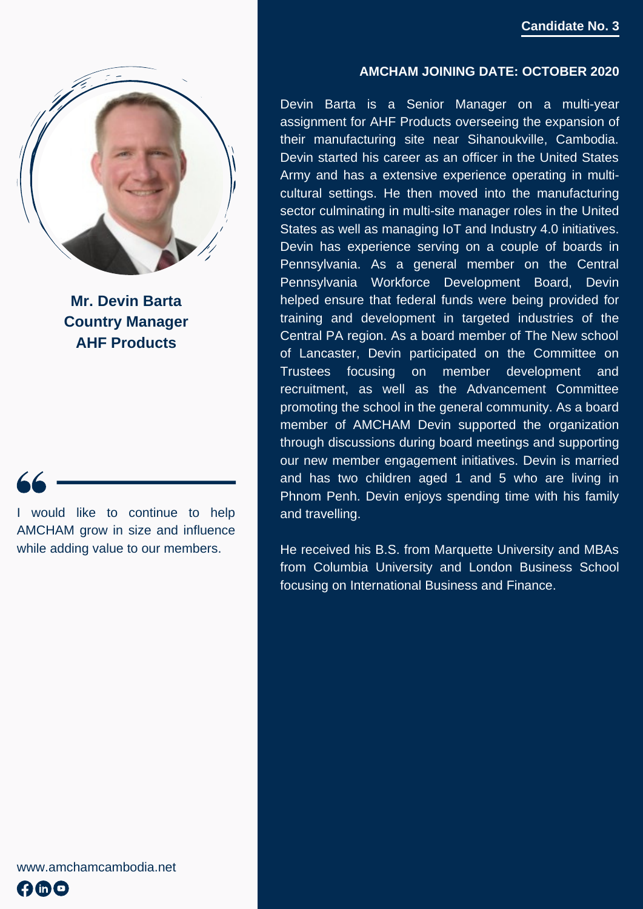**Candidate No. 3**

## Mr. Devin Barta
## Country Manager
## AHF Products

I would like to continue to help AMCHAM grow in size and influence while adding value to our members.

www.amchamcambodia.net

**AMCHAM JOINING DATE: OCTOBER 2020**

Devin Barta is a Senior Manager on a multi-year assignment for AHF Products overseeing the expansion of their manufacturing site near Sihanoukville, Cambodia. Devin started his career as an officer in the United States Army and has a extensive experience operating in multi-cultural settings. He then moved into the manufacturing sector culminating in multi-site manager roles in the United States as well as managing IoT and Industry 4.0 initiatives. Devin has experience serving on a couple of boards in Pennsylvania. As a general member on the Central Pennsylvania Workforce Development Board, Devin helped ensure that federal funds were being provided for training and development in targeted industries of the Central PA region. As a board member of The New school of Lancaster, Devin participated on the Committee on Trustees focusing on member development and recruitment, as well as the Advancement Committee promoting the school in the general community. As a board member of AMCHAM Devin supported the organization through discussions during board meetings and supporting our new member engagement initiatives. Devin is married and has two children aged 1 and 5 who are living in Phnom Penh. Devin enjoys spending time with his family and travelling.

He received his B.S. from Marquette University and MBAs from Columbia University and London Business School focusing on International Business and Finance.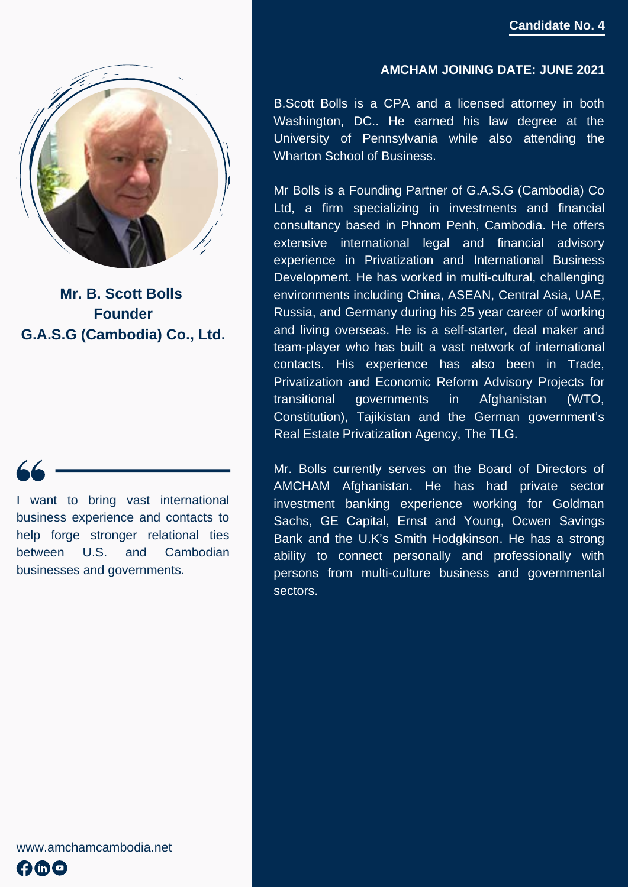**Candidate No. 4**

## Mr. B. Scott Bolls
## Founder
## G.A.S.G (Cambodia) Co., Ltd.

> I want to bring vast international business experience and contacts to help forge stronger relational ties between U.S. and Cambodian businesses and governments.

**AMCHAM JOINING DATE: JUNE 2021**

B.Scott Bolls is a CPA and a licensed attorney in both Washington, DC.. He earned his law degree at the University of Pennsylvania while also attending the Wharton School of Business.

Mr Bolls is a Founding Partner of G.A.S.G (Cambodia) Co Ltd, a firm specializing in investments and financial consultancy based in Phnom Penh, Cambodia. He offers extensive international legal and financial advisory experience in Privatization and International Business Development. He has worked in multi-cultural, challenging environments including China, ASEAN, Central Asia, UAE, Russia, and Germany during his 25 year career of working and living overseas. He is a self-starter, deal maker and team-player who has built a vast network of international contacts. His experience has also been in Trade, Privatization and Economic Reform Advisory Projects for transitional governments in Afghanistan (WTO, Constitution), Tajikistan and the German government's Real Estate Privatization Agency, The TLG.

Mr. Bolls currently serves on the Board of Directors of AMCHAM Afghanistan. He has had private sector investment banking experience working for Goldman Sachs, GE Capital, Ernst and Young, Ocwen Savings Bank and the U.K's Smith Hodgkinson. He has a strong ability to connect personally and professionally with persons from multi-culture business and governmental sectors.

www.amchamcambodia.net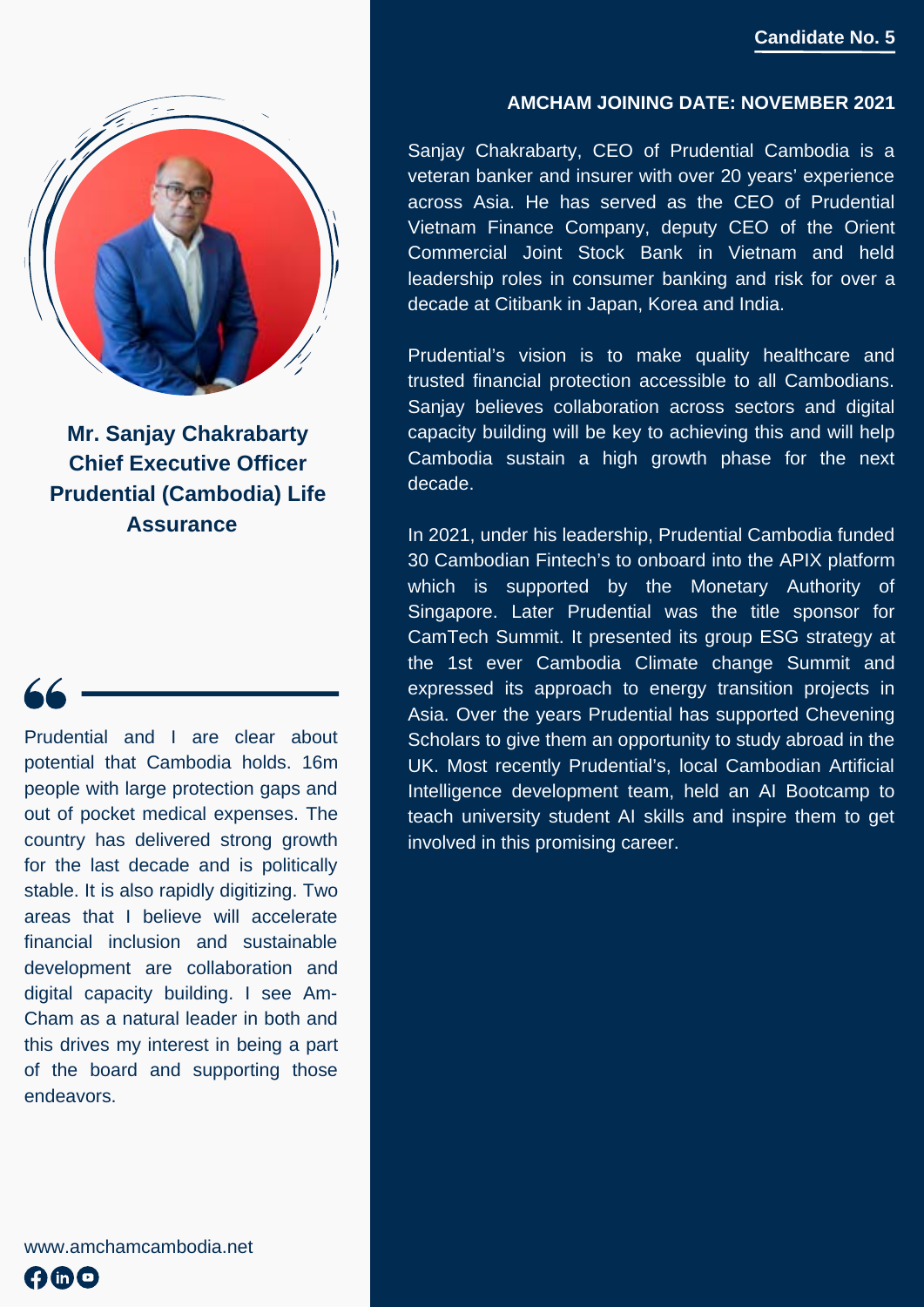**Candidate No. 5**

**Mr. Sanjay Chakrabarty**
**Chief Executive Officer**
**Prudential (Cambodia) Life Assurance**

> Prudential and I are clear about potential that Cambodia holds. 16m people with large protection gaps and out of pocket medical expenses. The country has delivered strong growth for the last decade and is politically stable. It is also rapidly digitizing. Two areas that I believe will accelerate financial inclusion and sustainable development are collaboration and digital capacity building. I see Am-Cham as a natural leader in both and this drives my interest in being a part of the board and supporting those endeavors.

**AMCHAM JOINING DATE: NOVEMBER 2021**

Sanjay Chakrabarty, CEO of Prudential Cambodia is a veteran banker and insurer with over 20 years' experience across Asia. He has served as the CEO of Prudential Vietnam Finance Company, deputy CEO of the Orient Commercial Joint Stock Bank in Vietnam and held leadership roles in consumer banking and risk for over a decade at Citibank in Japan, Korea and India.

Prudential's vision is to make quality healthcare and trusted financial protection accessible to all Cambodians. Sanjay believes collaboration across sectors and digital capacity building will be key to achieving this and will help Cambodia sustain a high growth phase for the next decade.

In 2021, under his leadership, Prudential Cambodia funded 30 Cambodian Fintech's to onboard into the APIX platform which is supported by the Monetary Authority of Singapore. Later Prudential was the title sponsor for CamTech Summit. It presented its group ESG strategy at the 1st ever Cambodia Climate change Summit and expressed its approach to energy transition projects in Asia. Over the years Prudential has supported Chevening Scholars to give them an opportunity to study abroad in the UK. Most recently Prudential's, local Cambodian Artificial Intelligence development team, held an AI Bootcamp to teach university student AI skills and inspire them to get involved in this promising career.

www.amchamcambodia.net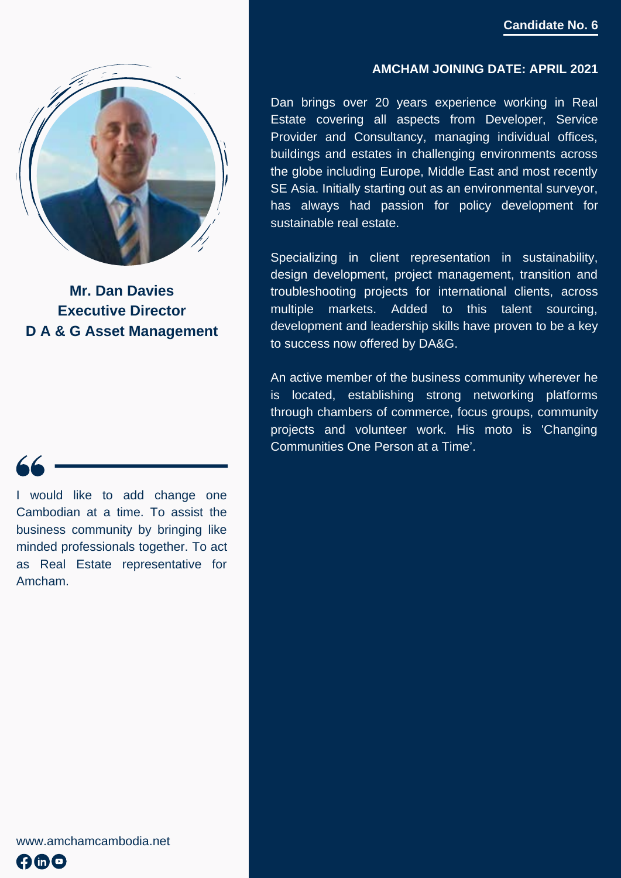**Candidate No. 6**

**Mr. Dan Davies**
**Executive Director**
**D A & G Asset Management**

I would like to add change one Cambodian at a time. To assist the business community by bringing like minded professionals together. To act as Real Estate representative for Amcham.

**AMCHAM JOINING DATE: APRIL 2021**

Dan brings over 20 years experience working in Real Estate covering all aspects from Developer, Service Provider and Consultancy, managing individual offices, buildings and estates in challenging environments across the globe including Europe, Middle East and most recently SE Asia. Initially starting out as an environmental surveyor, has always had passion for policy development for sustainable real estate.

Specializing in client representation in sustainability, design development, project management, transition and troubleshooting projects for international clients, across multiple markets. Added to this talent sourcing, development and leadership skills have proven to be a key to success now offered by DA&G.

An active member of the business community wherever he is located, establishing strong networking platforms through chambers of commerce, focus groups, community projects and volunteer work. His moto is 'Changing Communities One Person at a Time'.

www.amchamcambodia.net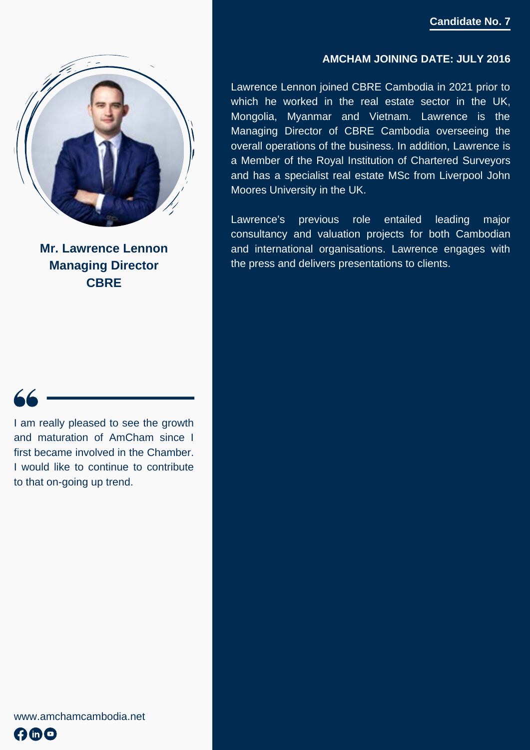Candidate No. 7

**Mr. Lawrence Lennon**
**Managing Director**
**CBRE**

**AMCHAM JOINING DATE: JULY 2016**

Lawrence Lennon joined CBRE Cambodia in 2021 prior to which he worked in the real estate sector in the UK, Mongolia, Myanmar and Vietnam. Lawrence is the Managing Director of CBRE Cambodia overseeing the overall operations of the business. In addition, Lawrence is a Member of the Royal Institution of Chartered Surveyors and has a specialist real estate MSc from Liverpool John Moores University in the UK.

Lawrence's previous role entailed leading major consultancy and valuation projects for both Cambodian and international organisations. Lawrence engages with the press and delivers presentations to clients.

> I am really pleased to see the growth and maturation of AmCham since I first became involved in the Chamber. I would like to continue to contribute to that on-going up trend.

www.amchamcambodia.net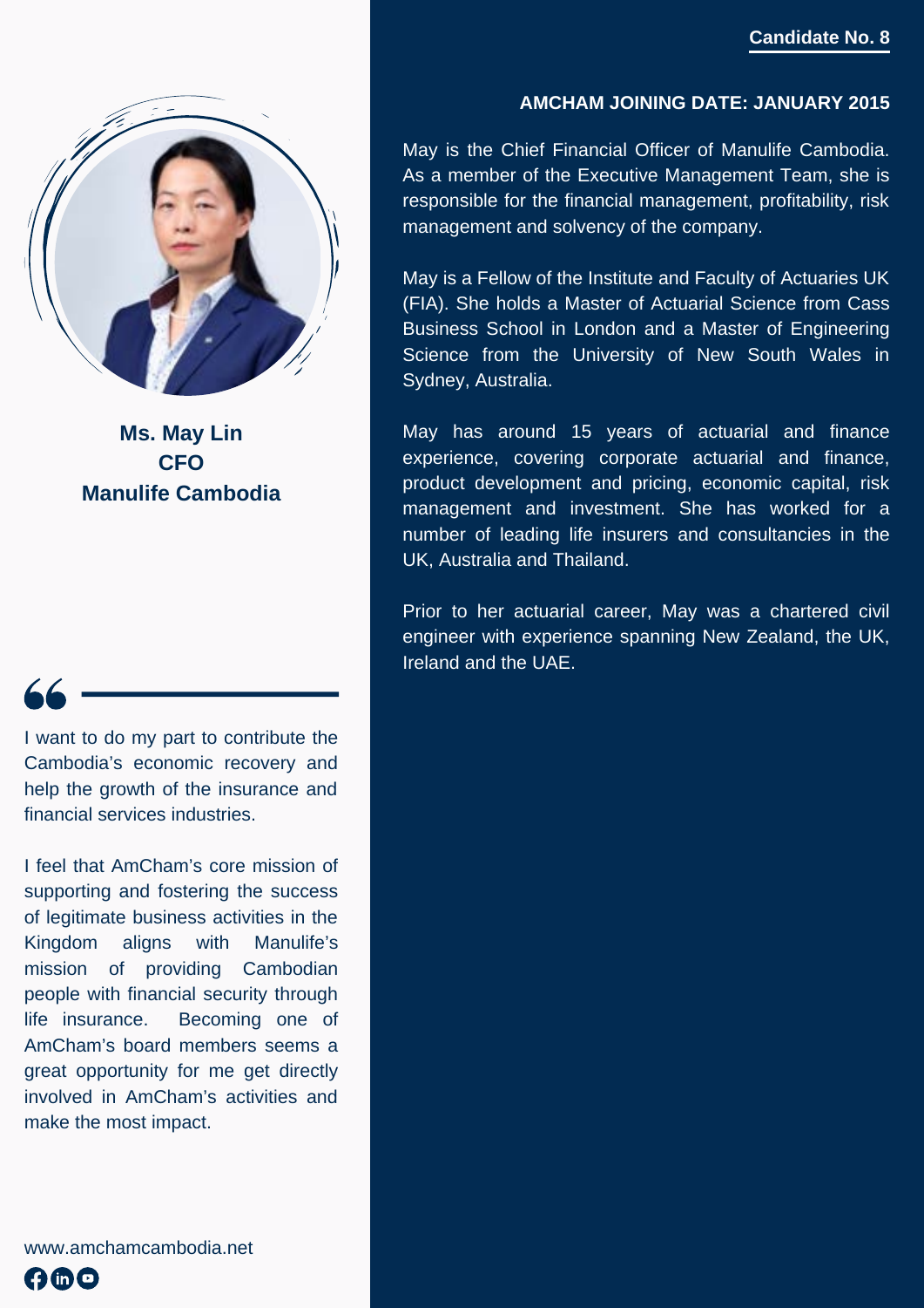Candidate No. 8

**Ms. May Lin**
**CFO**
**Manulife Cambodia**

**AMCHAM JOINING DATE: JANUARY 2015**

May is the Chief Financial Officer of Manulife Cambodia. As a member of the Executive Management Team, she is responsible for the financial management, profitability, risk management and solvency of the company.

May is a Fellow of the Institute and Faculty of Actuaries UK (FIA). She holds a Master of Actuarial Science from Cass Business School in London and a Master of Engineering Science from the University of New South Wales in Sydney, Australia.

May has around 15 years of actuarial and finance experience, covering corporate actuarial and finance, product development and pricing, economic capital, risk management and investment. She has worked for a number of leading life insurers and consultancies in the UK, Australia and Thailand.

Prior to her actuarial career, May was a chartered civil engineer with experience spanning New Zealand, the UK, Ireland and the UAE.

> I want to do my part to contribute the Cambodia's economic recovery and help the growth of the insurance and financial services industries.
>
> I feel that AmCham's core mission of supporting and fostering the success of legitimate business activities in the Kingdom aligns with Manulife's mission of providing Cambodian people with financial security through life insurance. Becoming one of AmCham's board members seems a great opportunity for me get directly involved in AmCham's activities and make the most impact.

www.amchamcambodia.net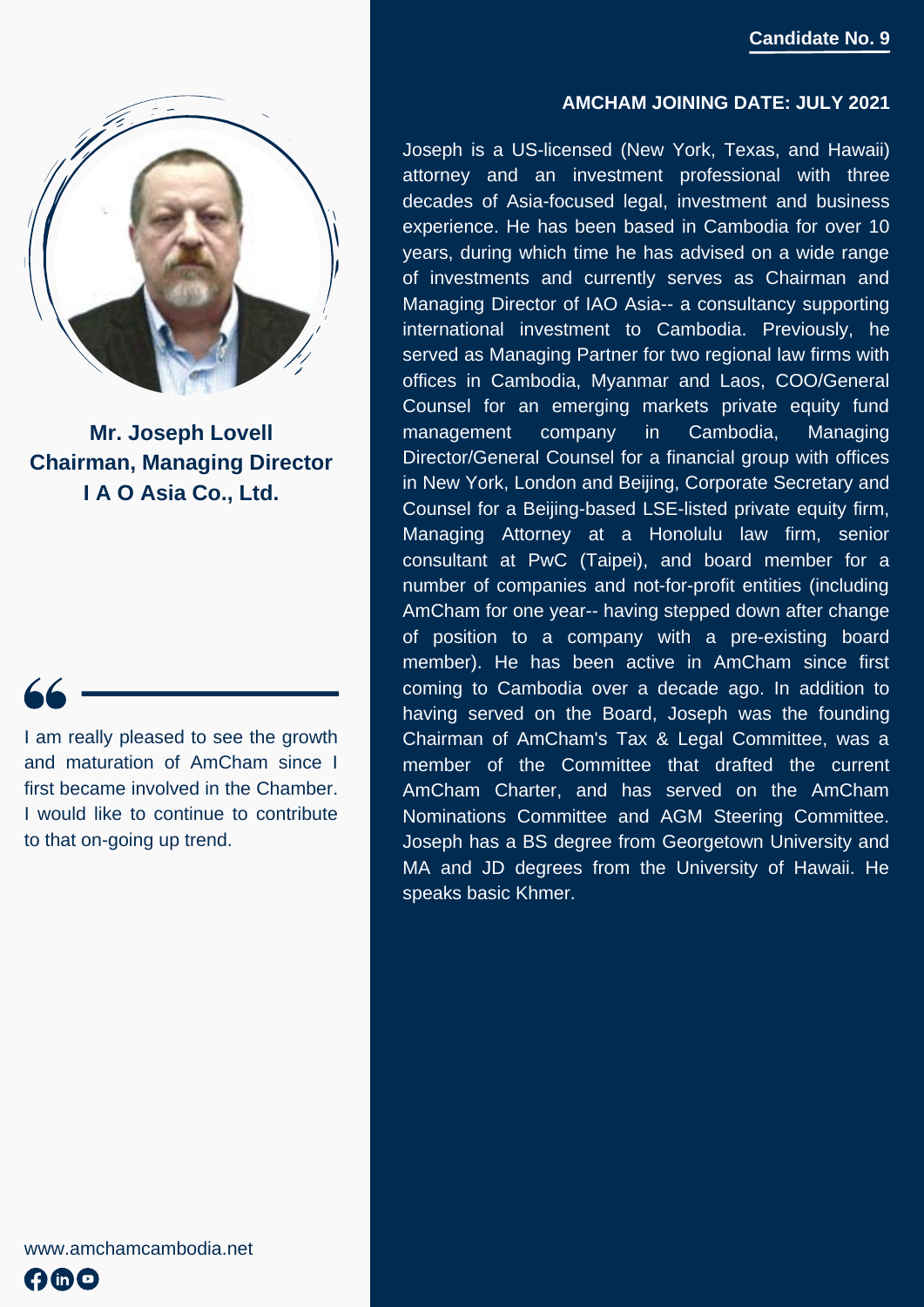**Candidate No. 9**

## Mr. Joseph Lovell
**Chairman, Managing Director**
**I A O Asia Co., Ltd.**

> I am really pleased to see the growth and maturation of AmCham since I first became involved in the Chamber. I would like to continue to contribute to that on-going up trend.

**AMCHAM JOINING DATE: JULY 2021**

Joseph is a US-licensed (New York, Texas, and Hawaii) attorney and an investment professional with three decades of Asia-focused legal, investment and business experience. He has been based in Cambodia for over 10 years, during which time he has advised on a wide range of investments and currently serves as Chairman and Managing Director of IAO Asia-- a consultancy supporting international investment to Cambodia. Previously, he served as Managing Partner for two regional law firms with offices in Cambodia, Myanmar and Laos, COO/General Counsel for an emerging markets private equity fund management company in Cambodia, Managing Director/General Counsel for a financial group with offices in New York, London and Beijing, Corporate Secretary and Counsel for a Beijing-based LSE-listed private equity firm, Managing Attorney at a Honolulu law firm, senior consultant at PwC (Taipei), and board member for a number of companies and not-for-profit entities (including AmCham for one year-- having stepped down after change of position to a company with a pre-existing board member). He has been active in AmCham since first coming to Cambodia over a decade ago. In addition to having served on the Board, Joseph was the founding Chairman of AmCham's Tax & Legal Committee, was a member of the Committee that drafted the current AmCham Charter, and has served on the AmCham Nominations Committee and AGM Steering Committee. Joseph has a BS degree from Georgetown University and MA and JD degrees from the University of Hawaii. He speaks basic Khmer.

www.amchamcambodia.net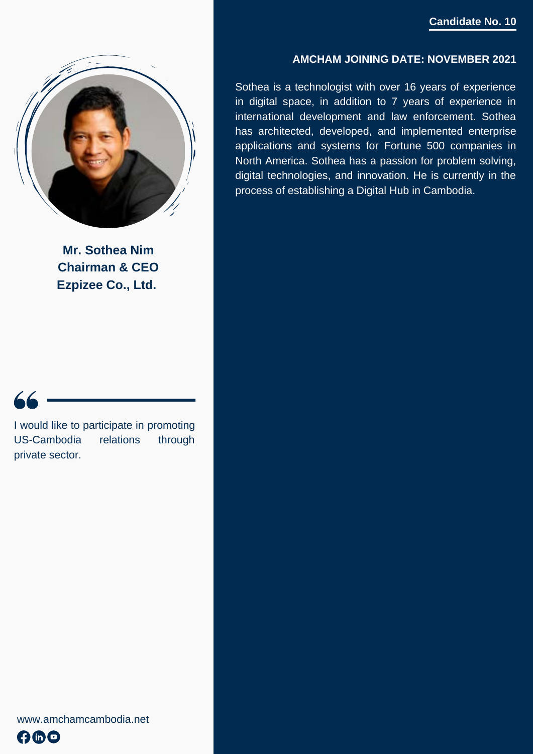**Candidate No. 10**

**Mr. Sothea Nim**
**Chairman & CEO**
**Ezpizee Co., Ltd.**

**AMCHAM JOINING DATE: NOVEMBER 2021**

Sothea is a technologist with over 16 years of experience in digital space, in addition to 7 years of experience in international development and law enforcement. Sothea has architected, developed, and implemented enterprise applications and systems for Fortune 500 companies in North America. Sothea has a passion for problem solving, digital technologies, and innovation. He is currently in the process of establishing a Digital Hub in Cambodia.

> I would like to participate in promoting US-Cambodia relations through private sector.

www.amchamcambodia.net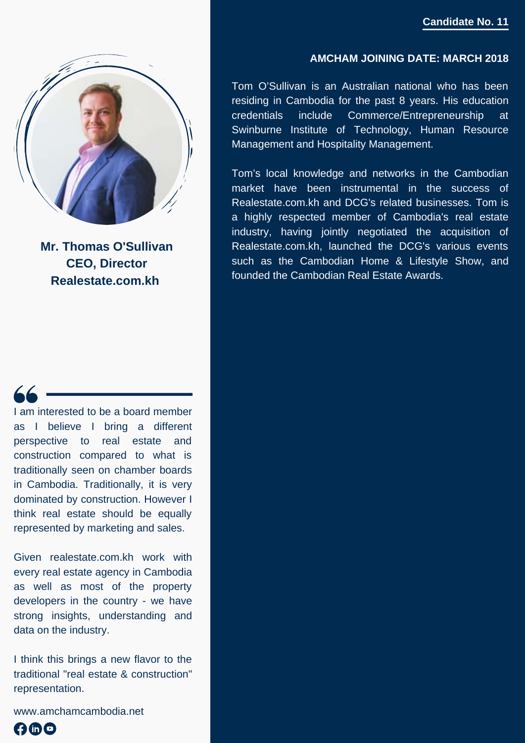**Candidate No. 11**

**Mr. Thomas O'Sullivan**
**CEO, Director**
**Realestate.com.kh**

**AMCHAM JOINING DATE: MARCH 2018**

Tom O'Sullivan is an Australian national who has been residing in Cambodia for the past 8 years. His education credentials include Commerce/Entrepreneurship at Swinburne Institute of Technology, Human Resource Management and Hospitality Management.

Tom's local knowledge and networks in the Cambodian market have been instrumental in the success of Realestate.com.kh and DCG's related businesses. Tom is a highly respected member of Cambodia's real estate industry, having jointly negotiated the acquisition of Realestate.com.kh, launched the DCG's various events such as the Cambodian Home & Lifestyle Show, and founded the Cambodian Real Estate Awards.

> I am interested to be a board member as I believe I bring a different perspective to real estate and construction compared to what is traditionally seen on chamber boards in Cambodia. Traditionally, it is very dominated by construction. However I think real estate should be equally represented by marketing and sales.
>
> Given realestate.com.kh work with every real estate agency in Cambodia as well as most of the property developers in the country - we have strong insights, understanding and data on the industry.
>
> I think this brings a new flavor to the traditional "real estate & construction" representation.

www.amchamcambodia.net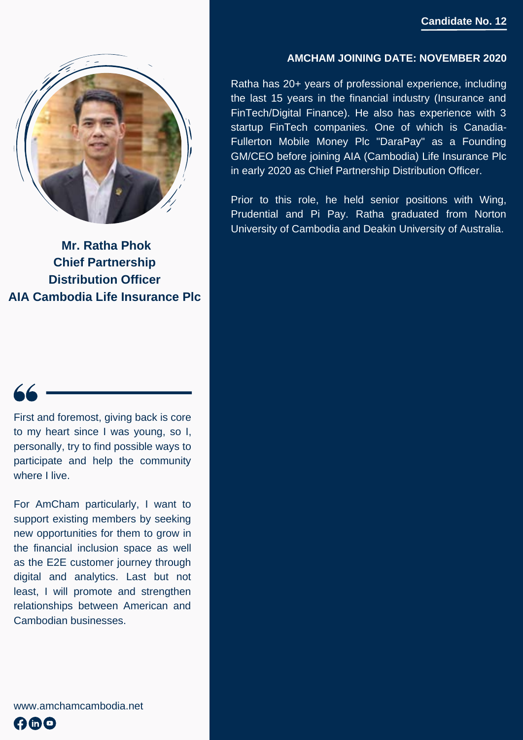Candidate No. 12

**Mr. Ratha Phok**
**Chief Partnership Distribution Officer**
**AIA Cambodia Life Insurance Plc**

**AMCHAM JOINING DATE: NOVEMBER 2020**

Ratha has 20+ years of professional experience, including the last 15 years in the financial industry (Insurance and FinTech/Digital Finance). He also has experience with 3 startup FinTech companies. One of which is Canadia-Fullerton Mobile Money Plc "DaraPay" as a Founding GM/CEO before joining AIA (Cambodia) Life Insurance Plc in early 2020 as Chief Partnership Distribution Officer.

Prior to this role, he held senior positions with Wing, Prudential and Pi Pay. Ratha graduated from Norton University of Cambodia and Deakin University of Australia.

> First and foremost, giving back is core to my heart since I was young, so I, personally, try to find possible ways to participate and help the community where I live.
>
> For AmCham particularly, I want to support existing members by seeking new opportunities for them to grow in the financial inclusion space as well as the E2E customer journey through digital and analytics. Last but not least, I will promote and strengthen relationships between American and Cambodian businesses.

www.amchamcambodia.net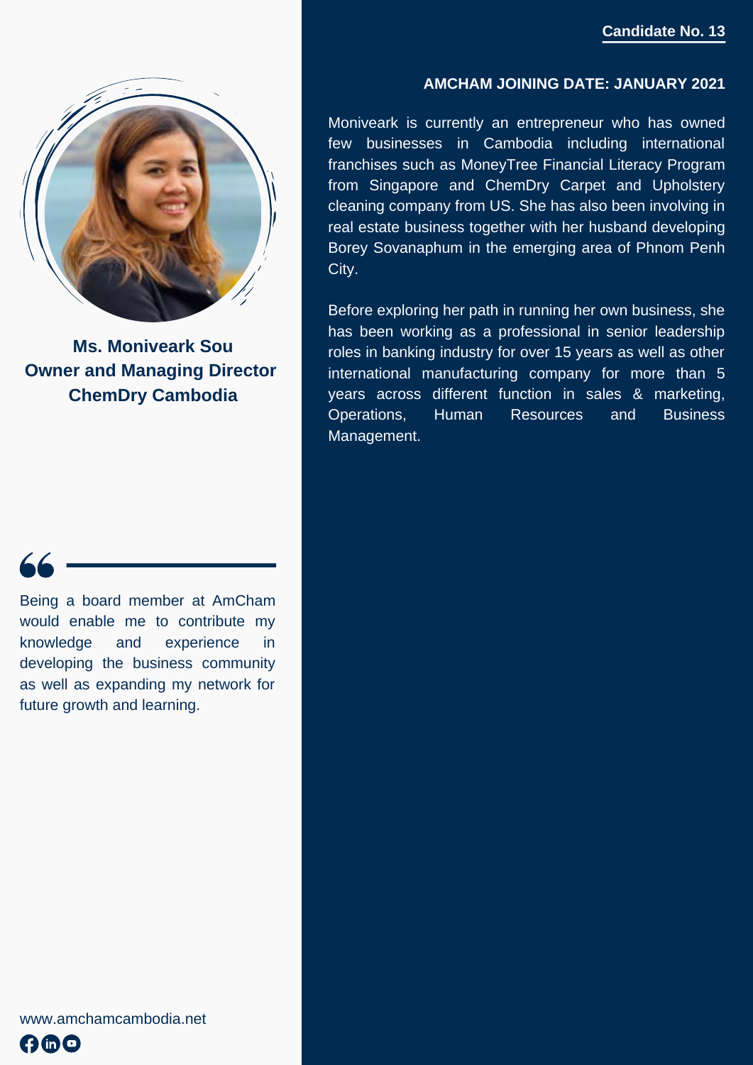**Candidate No. 13**

**Ms. Moniveark Sou**
**Owner and Managing Director**
**ChemDry Cambodia**

Being a board member at AmCham would enable me to contribute my knowledge and experience in developing the business community as well as expanding my network for future growth and learning.

www.amchamcambodia.net

**AMCHAM JOINING DATE: JANUARY 2021**

Moniveark is currently an entrepreneur who has owned few businesses in Cambodia including international franchises such as MoneyTree Financial Literacy Program from Singapore and ChemDry Carpet and Upholstery cleaning company from US. She has also been involving in real estate business together with her husband developing Borey Sovanaphum in the emerging area of Phnom Penh City.

Before exploring her path in running her own business, she has been working as a professional in senior leadership roles in banking industry for over 15 years as well as other international manufacturing company for more than 5 years across different function in sales & marketing, Operations, Human Resources and Business Management.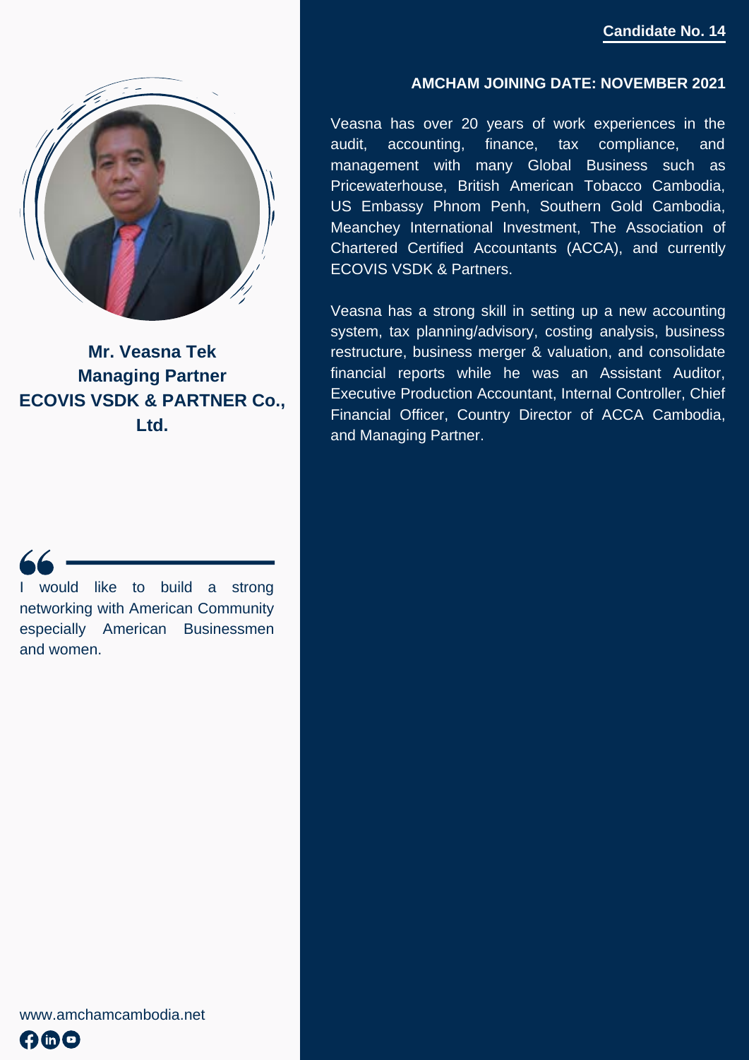**Candidate No. 14**

**Mr. Veasna Tek**
**Managing Partner**
**ECOVIS VSDK & PARTNER Co., Ltd.**

> I would like to build a strong networking with American Community especially American Businessmen and women.

www.amchamcambodia.net

**AMCHAM JOINING DATE: NOVEMBER 2021**

Veasna has over 20 years of work experiences in the audit, accounting, finance, tax compliance, and management with many Global Business such as Pricewaterhouse, British American Tobacco Cambodia, US Embassy Phnom Penh, Southern Gold Cambodia, Meanchey International Investment, The Association of Chartered Certified Accountants (ACCA), and currently ECOVIS VSDK & Partners.

Veasna has a strong skill in setting up a new accounting system, tax planning/advisory, costing analysis, business restructure, business merger & valuation, and consolidate financial reports while he was an Assistant Auditor, Executive Production Accountant, Internal Controller, Chief Financial Officer, Country Director of ACCA Cambodia, and Managing Partner.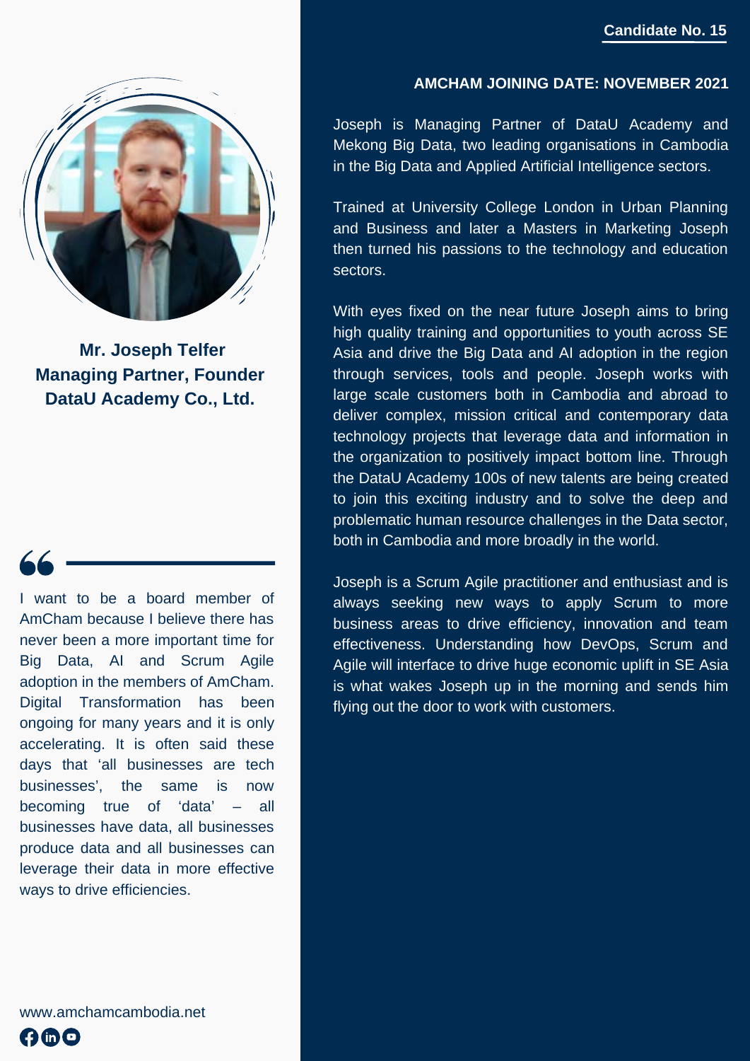**Candidate No. 15**

**Mr. Joseph Telfer**
**Managing Partner, Founder**
**DataU Academy Co., Ltd.**

**AMCHAM JOINING DATE: NOVEMBER 2021**

Joseph is Managing Partner of DataU Academy and Mekong Big Data, two leading organisations in Cambodia in the Big Data and Applied Artificial Intelligence sectors.

Trained at University College London in Urban Planning and Business and later a Masters in Marketing Joseph then turned his passions to the technology and education sectors.

With eyes fixed on the near future Joseph aims to bring high quality training and opportunities to youth across SE Asia and drive the Big Data and AI adoption in the region through services, tools and people. Joseph works with large scale customers both in Cambodia and abroad to deliver complex, mission critical and contemporary data technology projects that leverage data and information in the organization to positively impact bottom line. Through the DataU Academy 100s of new talents are being created to join this exciting industry and to solve the deep and problematic human resource challenges in the Data sector, both in Cambodia and more broadly in the world.

Joseph is a Scrum Agile practitioner and enthusiast and is always seeking new ways to apply Scrum to more business areas to drive efficiency, innovation and team effectiveness. Understanding how DevOps, Scrum and Agile will interface to drive huge economic uplift in SE Asia is what wakes Joseph up in the morning and sends him flying out the door to work with customers.

> I want to be a board member of AmCham because I believe there has never been a more important time for Big Data, AI and Scrum Agile adoption in the members of AmCham. Digital Transformation has been ongoing for many years and it is only accelerating. It is often said these days that 'all businesses are tech businesses', the same is now becoming true of 'data' – all businesses have data, all businesses produce data and all businesses can leverage their data in more effective ways to drive efficiencies.

www.amchamcambodia.net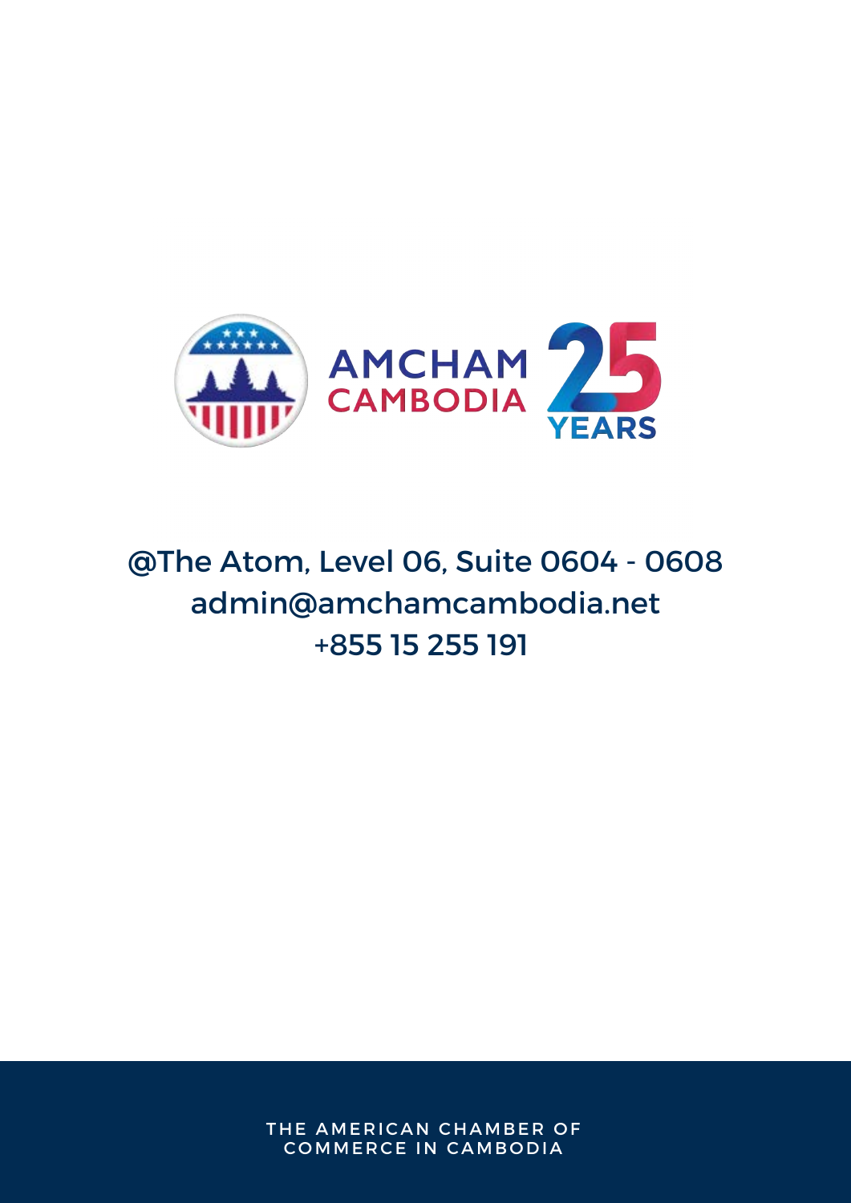AMCHAM CAMBODIA 25 YEARS

@The Atom, Level 06, Suite 0604 - 0608
admin@amchamcambodia.net
+855 15 255 191

THE AMERICAN CHAMBER OF COMMERCE IN CAMBODIA